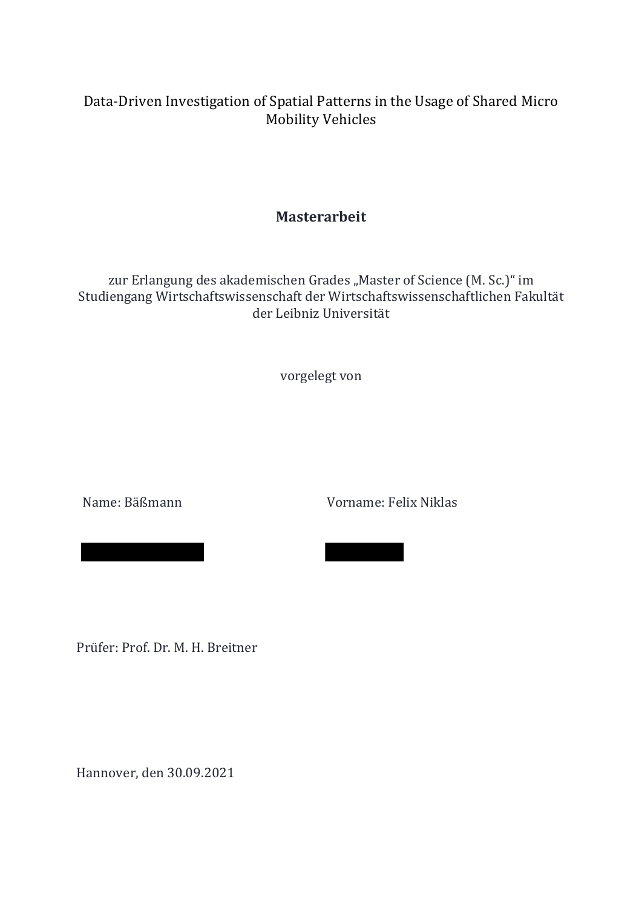# Data-Driven Investigation of Spatial Patterns in the Usage of Shared Micro Mobility Vehicles

**Masterarbeit**

zur Erlangung des akademischen Grades „Master of Science (M. Sc.)" im Studiengang Wirtschaftswissenschaft der Wirtschaftswissenschaftlichen Fakultät der Leibniz Universität

vorgelegt von

Name: Bäßmann

Vorname: Felix Niklas

Prüfer: Prof. Dr. M. H. Breitner

Hannover, den 30.09.2021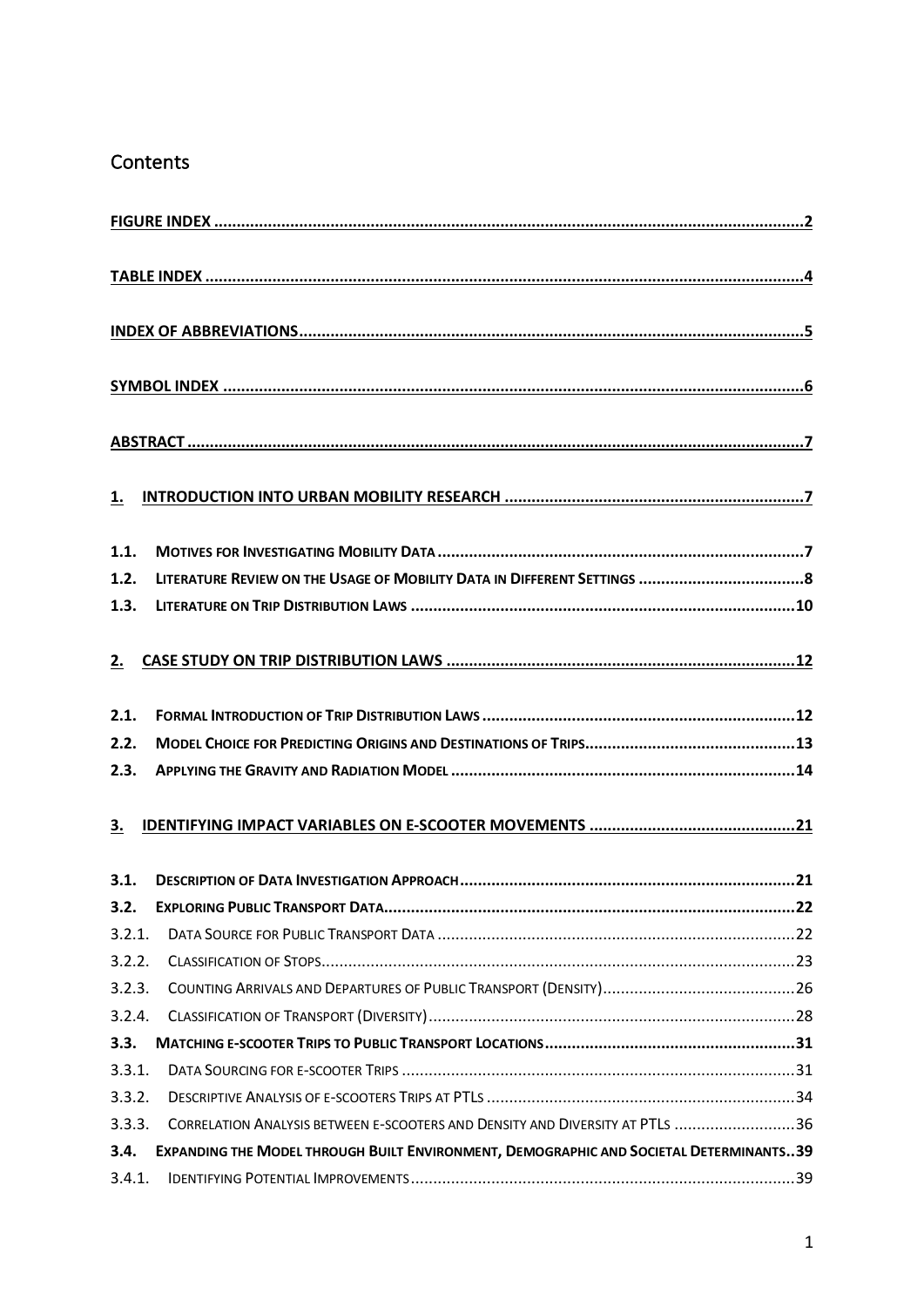# Contents

[FIGURE INDEX ..................................................................................................................................2](#)

[TABLE INDEX ....................................................................................................................................4](#)

[INDEX OF ABBREVIATIONS...............................................................................................................5](#)

[SYMBOL INDEX ................................................................................................................................6](#)

[ABSTRACT .......................................................................................................................................7](#)

[1. INTRODUCTION INTO URBAN MOBILITY RESEARCH ...................................................................7](#)

1.1. MOTIVES FOR INVESTIGATING MOBILITY DATA ..................................................................................7
1.2. LITERATURE REVIEW ON THE USAGE OF MOBILITY DATA IN DIFFERENT SETTINGS .....................................8
1.3. LITERATURE ON TRIP DISTRIBUTION LAWS .....................................................................................10

[2. CASE STUDY ON TRIP DISTRIBUTION LAWS ............................................................................12](#)

2.1. FORMAL INTRODUCTION OF TRIP DISTRIBUTION LAWS .....................................................................12
2.2. MODEL CHOICE FOR PREDICTING ORIGINS AND DESTINATIONS OF TRIPS..............................................13
2.3. APPLYING THE GRAVITY AND RADIATION MODEL ............................................................................14

[3. IDENTIFYING IMPACT VARIABLES ON E-SCOOTER MOVEMENTS .............................................21](#)

3.1. DESCRIPTION OF DATA INVESTIGATION APPROACH ..........................................................................21
3.2. EXPLORING PUBLIC TRANSPORT DATA............................................................................................22
3.2.1. DATA SOURCE FOR PUBLIC TRANSPORT DATA ................................................................................22
3.2.2. CLASSIFICATION OF STOPS..........................................................................................................23
3.2.3. COUNTING ARRIVALS AND DEPARTURES OF PUBLIC TRANSPORT (DENSITY)...........................................26
3.2.4. CLASSIFICATION OF TRANSPORT (DIVERSITY)..................................................................................28
3.3. MATCHING E-SCOOTER TRIPS TO PUBLIC TRANSPORT LOCATIONS........................................................31
3.3.1. DATA SOURCING FOR E-SCOOTER TRIPS ........................................................................................31
3.3.2. DESCRIPTIVE ANALYSIS OF E-SCOOTERS TRIPS AT PTLS .....................................................................34
3.3.3. CORRELATION ANALYSIS BETWEEN E-SCOOTERS AND DENSITY AND DIVERSITY AT PTLS ...........................36
3.4. EXPANDING THE MODEL THROUGH BUILT ENVIRONMENT, DEMOGRAPHIC AND SOCIETAL DETERMINANTS..39
3.4.1. IDENTIFYING POTENTIAL IMPROVEMENTS......................................................................................39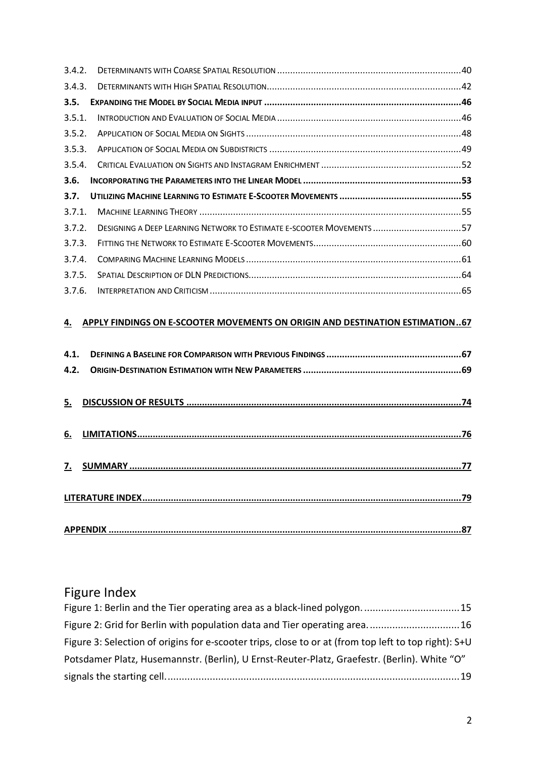3.4.2. DETERMINANTS WITH COARSE SPATIAL RESOLUTION ....................................................................40
3.4.3. DETERMINANTS WITH HIGH SPATIAL RESOLUTION....................................................................42
**3.5. EXPANDING THE MODEL BY SOCIAL MEDIA INPUT ....................................................................46**
3.5.1. INTRODUCTION AND EVALUATION OF SOCIAL MEDIA ....................................................................46
3.5.2. APPLICATION OF SOCIAL MEDIA ON SIGHTS ....................................................................48
3.5.3. APPLICATION OF SOCIAL MEDIA ON SUBDISTRICTS ....................................................................49
3.5.4. CRITICAL EVALUATION ON SIGHTS AND INSTAGRAM ENRICHMENT ....................................................................52
**3.6. INCORPORATING THE PARAMETERS INTO THE LINEAR MODEL ....................................................................53**
**3.7. UTILIZING MACHINE LEARNING TO ESTIMATE E-SCOOTER MOVEMENTS ....................................................................55**
3.7.1. MACHINE LEARNING THEORY ....................................................................55
3.7.2. DESIGNING A DEEP LEARNING NETWORK TO ESTIMATE E-SCOOTER MOVEMENTS ....................................................................57
3.7.3. FITTING THE NETWORK TO ESTIMATE E-SCOOTER MOVEMENTS....................................................................60
3.7.4. COMPARING MACHINE LEARNING MODELS ....................................................................61
3.7.5. SPATIAL DESCRIPTION OF DLN PREDICTIONS....................................................................64
3.7.6. INTERPRETATION AND CRITICISM ....................................................................65

**4. APPLY FINDINGS ON E-SCOOTER MOVEMENTS ON ORIGIN AND DESTINATION ESTIMATION..67**

**4.1. DEFINING A BASELINE FOR COMPARISON WITH PREVIOUS FINDINGS ....................................................................67**
**4.2. ORIGIN-DESTINATION ESTIMATION WITH NEW PARAMETERS ....................................................................69**

**5. DISCUSSION OF RESULTS ....................................................................74**

**6. LIMITATIONS....................................................................76**

**7. SUMMARY ....................................................................77**

**LITERATURE INDEX....................................................................79**

**APPENDIX ....................................................................87**

# Figure Index

Figure 1: Berlin and the Tier operating area as a black-lined polygon. ....................................15
Figure 2: Grid for Berlin with population data and Tier operating area. ....................................16
Figure 3: Selection of origins for e-scooter trips, close to or at (from top left to top right): S+U Potsdamer Platz, Husemannstr. (Berlin), U Ernst-Reuter-Platz, Graefestr. (Berlin). White "O" signals the starting cell. ....................................19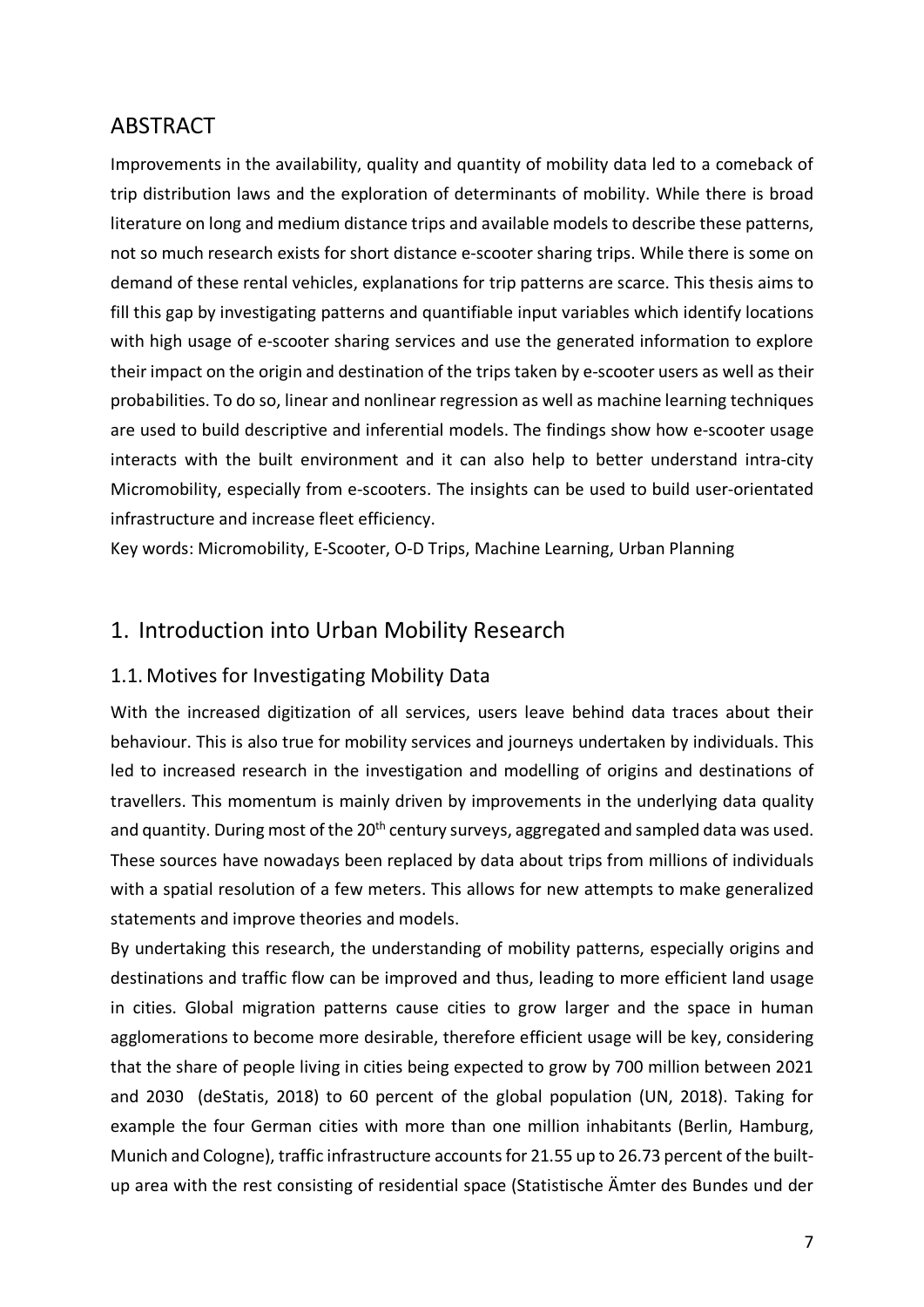## ABSTRACT

Improvements in the availability, quality and quantity of mobility data led to a comeback of trip distribution laws and the exploration of determinants of mobility. While there is broad literature on long and medium distance trips and available models to describe these patterns, not so much research exists for short distance e-scooter sharing trips. While there is some on demand of these rental vehicles, explanations for trip patterns are scarce. This thesis aims to fill this gap by investigating patterns and quantifiable input variables which identify locations with high usage of e-scooter sharing services and use the generated information to explore their impact on the origin and destination of the trips taken by e-scooter users as well as their probabilities. To do so, linear and nonlinear regression as well as machine learning techniques are used to build descriptive and inferential models. The findings show how e-scooter usage interacts with the built environment and it can also help to better understand intra-city Micromobility, especially from e-scooters. The insights can be used to build user-orientated infrastructure and increase fleet efficiency.

Key words: Micromobility, E-Scooter, O-D Trips, Machine Learning, Urban Planning

## 1. Introduction into Urban Mobility Research

### 1.1. Motives for Investigating Mobility Data

With the increased digitization of all services, users leave behind data traces about their behaviour. This is also true for mobility services and journeys undertaken by individuals. This led to increased research in the investigation and modelling of origins and destinations of travellers. This momentum is mainly driven by improvements in the underlying data quality and quantity. During most of the 20th century surveys, aggregated and sampled data was used. These sources have nowadays been replaced by data about trips from millions of individuals with a spatial resolution of a few meters. This allows for new attempts to make generalized statements and improve theories and models.

By undertaking this research, the understanding of mobility patterns, especially origins and destinations and traffic flow can be improved and thus, leading to more efficient land usage in cities. Global migration patterns cause cities to grow larger and the space in human agglomerations to become more desirable, therefore efficient usage will be key, considering that the share of people living in cities being expected to grow by 700 million between 2021 and 2030 (deStatis, 2018) to 60 percent of the global population (UN, 2018). Taking for example the four German cities with more than one million inhabitants (Berlin, Hamburg, Munich and Cologne), traffic infrastructure accounts for 21.55 up to 26.73 percent of the built-up area with the rest consisting of residential space (Statistische Ämter des Bundes und der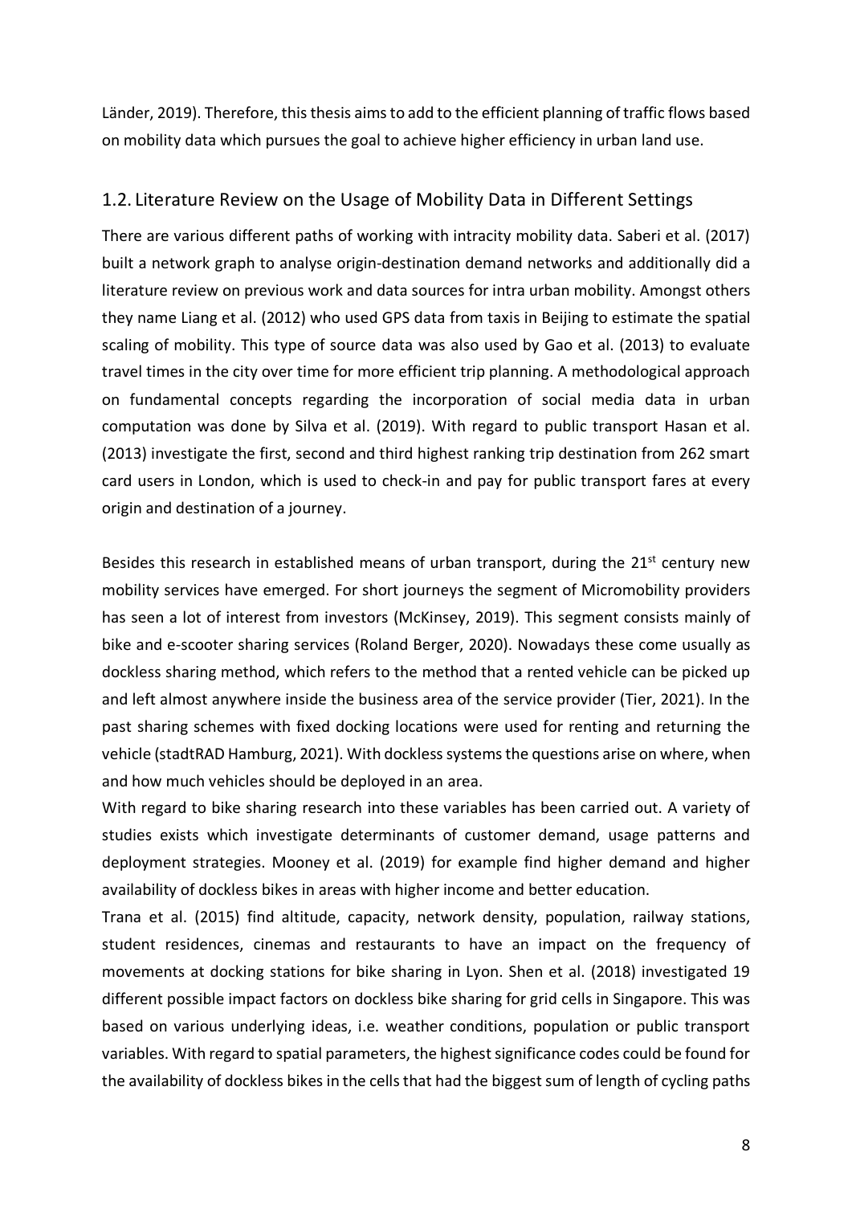Länder, 2019). Therefore, this thesis aims to add to the efficient planning of traffic flows based on mobility data which pursues the goal to achieve higher efficiency in urban land use.

## 1.2. Literature Review on the Usage of Mobility Data in Different Settings

There are various different paths of working with intracity mobility data. Saberi et al. (2017) built a network graph to analyse origin-destination demand networks and additionally did a literature review on previous work and data sources for intra urban mobility. Amongst others they name Liang et al. (2012) who used GPS data from taxis in Beijing to estimate the spatial scaling of mobility. This type of source data was also used by Gao et al. (2013) to evaluate travel times in the city over time for more efficient trip planning. A methodological approach on fundamental concepts regarding the incorporation of social media data in urban computation was done by Silva et al. (2019). With regard to public transport Hasan et al. (2013) investigate the first, second and third highest ranking trip destination from 262 smart card users in London, which is used to check-in and pay for public transport fares at every origin and destination of a journey.

Besides this research in established means of urban transport, during the 21st century new mobility services have emerged. For short journeys the segment of Micromobility providers has seen a lot of interest from investors (McKinsey, 2019). This segment consists mainly of bike and e-scooter sharing services (Roland Berger, 2020). Nowadays these come usually as dockless sharing method, which refers to the method that a rented vehicle can be picked up and left almost anywhere inside the business area of the service provider (Tier, 2021). In the past sharing schemes with fixed docking locations were used for renting and returning the vehicle (stadtRAD Hamburg, 2021). With dockless systems the questions arise on where, when and how much vehicles should be deployed in an area.

With regard to bike sharing research into these variables has been carried out. A variety of studies exists which investigate determinants of customer demand, usage patterns and deployment strategies. Mooney et al. (2019) for example find higher demand and higher availability of dockless bikes in areas with higher income and better education.

Trana et al. (2015) find altitude, capacity, network density, population, railway stations, student residences, cinemas and restaurants to have an impact on the frequency of movements at docking stations for bike sharing in Lyon. Shen et al. (2018) investigated 19 different possible impact factors on dockless bike sharing for grid cells in Singapore. This was based on various underlying ideas, i.e. weather conditions, population or public transport variables. With regard to spatial parameters, the highest significance codes could be found for the availability of dockless bikes in the cells that had the biggest sum of length of cycling paths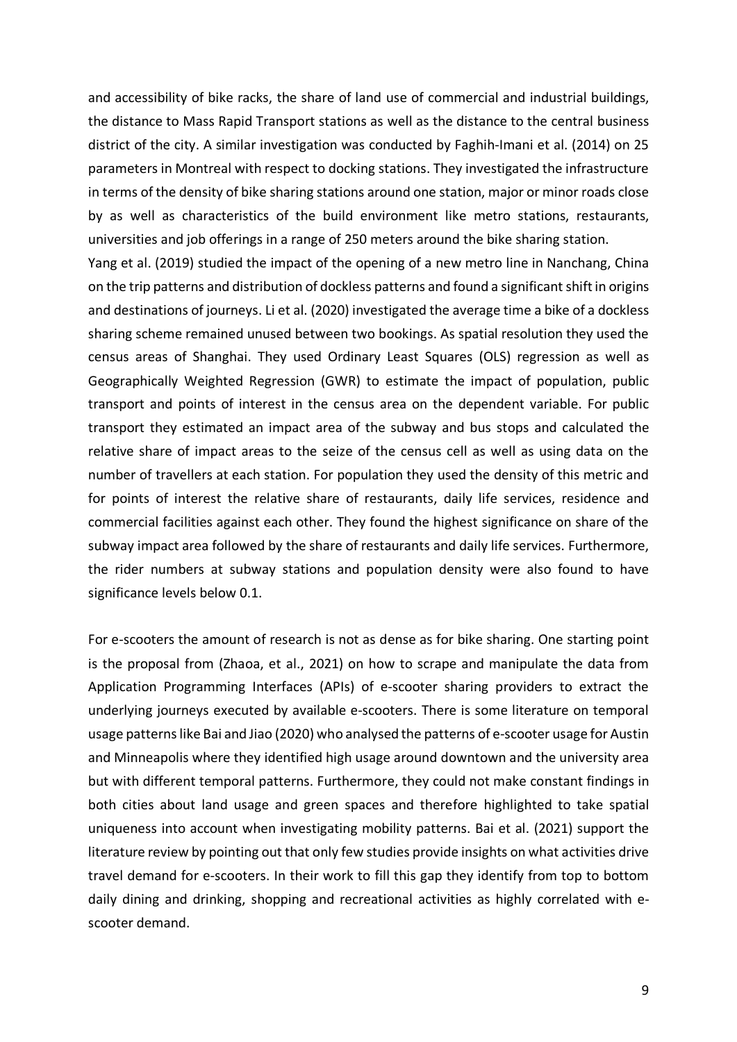and accessibility of bike racks, the share of land use of commercial and industrial buildings, the distance to Mass Rapid Transport stations as well as the distance to the central business district of the city. A similar investigation was conducted by Faghih-Imani et al. (2014) on 25 parameters in Montreal with respect to docking stations. They investigated the infrastructure in terms of the density of bike sharing stations around one station, major or minor roads close by as well as characteristics of the build environment like metro stations, restaurants, universities and job offerings in a range of 250 meters around the bike sharing station.
Yang et al. (2019) studied the impact of the opening of a new metro line in Nanchang, China on the trip patterns and distribution of dockless patterns and found a significant shift in origins and destinations of journeys. Li et al. (2020) investigated the average time a bike of a dockless sharing scheme remained unused between two bookings. As spatial resolution they used the census areas of Shanghai. They used Ordinary Least Squares (OLS) regression as well as Geographically Weighted Regression (GWR) to estimate the impact of population, public transport and points of interest in the census area on the dependent variable. For public transport they estimated an impact area of the subway and bus stops and calculated the relative share of impact areas to the seize of the census cell as well as using data on the number of travellers at each station. For population they used the density of this metric and for points of interest the relative share of restaurants, daily life services, residence and commercial facilities against each other. They found the highest significance on share of the subway impact area followed by the share of restaurants and daily life services. Furthermore, the rider numbers at subway stations and population density were also found to have significance levels below 0.1.

For e-scooters the amount of research is not as dense as for bike sharing. One starting point is the proposal from (Zhaoa, et al., 2021) on how to scrape and manipulate the data from Application Programming Interfaces (APIs) of e-scooter sharing providers to extract the underlying journeys executed by available e-scooters. There is some literature on temporal usage patterns like Bai and Jiao (2020) who analysed the patterns of e-scooter usage for Austin and Minneapolis where they identified high usage around downtown and the university area but with different temporal patterns. Furthermore, they could not make constant findings in both cities about land usage and green spaces and therefore highlighted to take spatial uniqueness into account when investigating mobility patterns. Bai et al. (2021) support the literature review by pointing out that only few studies provide insights on what activities drive travel demand for e-scooters. In their work to fill this gap they identify from top to bottom daily dining and drinking, shopping and recreational activities as highly correlated with e-scooter demand.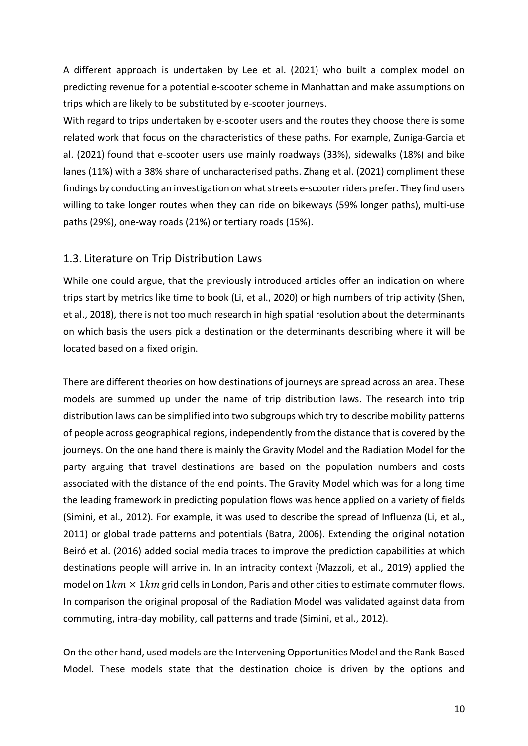A different approach is undertaken by Lee et al. (2021) who built a complex model on predicting revenue for a potential e-scooter scheme in Manhattan and make assumptions on trips which are likely to be substituted by e-scooter journeys.
With regard to trips undertaken by e-scooter users and the routes they choose there is some related work that focus on the characteristics of these paths. For example, Zuniga-Garcia et al. (2021) found that e-scooter users use mainly roadways (33%), sidewalks (18%) and bike lanes (11%) with a 38% share of uncharacterised paths. Zhang et al. (2021) compliment these findings by conducting an investigation on what streets e-scooter riders prefer. They find users willing to take longer routes when they can ride on bikeways (59% longer paths), multi-use paths (29%), one-way roads (21%) or tertiary roads (15%).

## 1.3. Literature on Trip Distribution Laws

While one could argue, that the previously introduced articles offer an indication on where trips start by metrics like time to book (Li, et al., 2020) or high numbers of trip activity (Shen, et al., 2018), there is not too much research in high spatial resolution about the determinants on which basis the users pick a destination or the determinants describing where it will be located based on a fixed origin.

There are different theories on how destinations of journeys are spread across an area. These models are summed up under the name of trip distribution laws. The research into trip distribution laws can be simplified into two subgroups which try to describe mobility patterns of people across geographical regions, independently from the distance that is covered by the journeys. On the one hand there is mainly the Gravity Model and the Radiation Model for the party arguing that travel destinations are based on the population numbers and costs associated with the distance of the end points. The Gravity Model which was for a long time the leading framework in predicting population flows was hence applied on a variety of fields (Simini, et al., 2012). For example, it was used to describe the spread of Influenza (Li, et al., 2011) or global trade patterns and potentials (Batra, 2006). Extending the original notation Beiró et al. (2016) added social media traces to improve the prediction capabilities at which destinations people will arrive in. In an intracity context (Mazzoli, et al., 2019) applied the model on $1km \times 1km$ grid cells in London, Paris and other cities to estimate commuter flows. In comparison the original proposal of the Radiation Model was validated against data from commuting, intra-day mobility, call patterns and trade (Simini, et al., 2012).

On the other hand, used models are the Intervening Opportunities Model and the Rank-Based Model. These models state that the destination choice is driven by the options and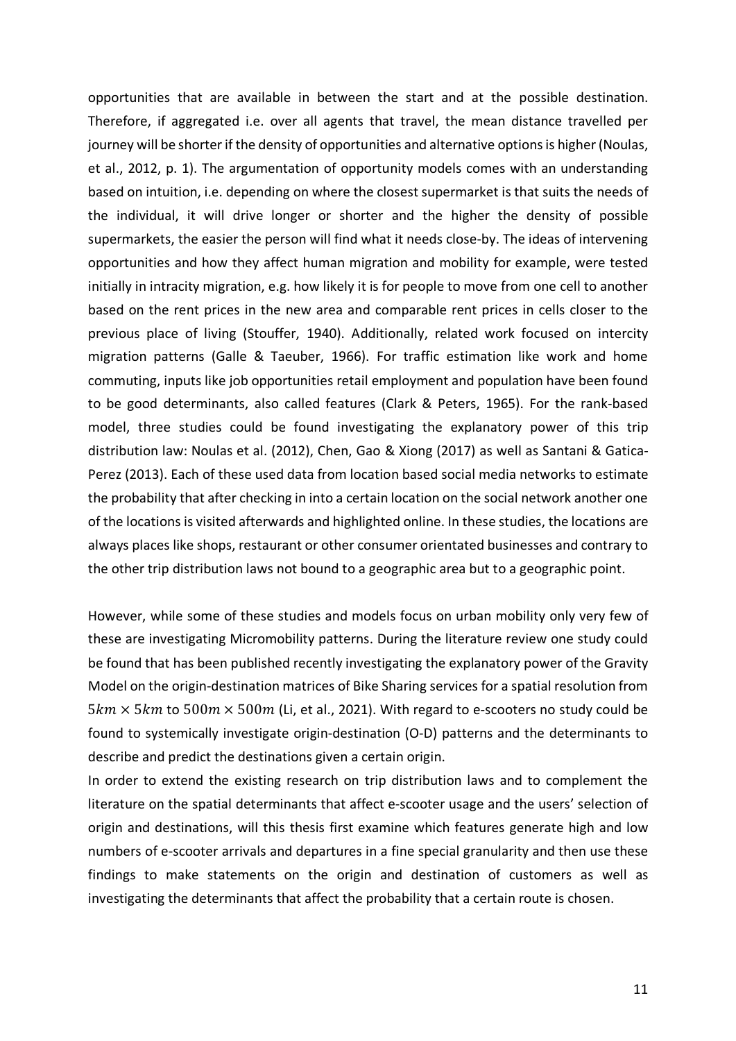opportunities that are available in between the start and at the possible destination. Therefore, if aggregated i.e. over all agents that travel, the mean distance travelled per journey will be shorter if the density of opportunities and alternative options is higher (Noulas, et al., 2012, p. 1). The argumentation of opportunity models comes with an understanding based on intuition, i.e. depending on where the closest supermarket is that suits the needs of the individual, it will drive longer or shorter and the higher the density of possible supermarkets, the easier the person will find what it needs close-by. The ideas of intervening opportunities and how they affect human migration and mobility for example, were tested initially in intracity migration, e.g. how likely it is for people to move from one cell to another based on the rent prices in the new area and comparable rent prices in cells closer to the previous place of living (Stouffer, 1940). Additionally, related work focused on intercity migration patterns (Galle & Taeuber, 1966). For traffic estimation like work and home commuting, inputs like job opportunities retail employment and population have been found to be good determinants, also called features (Clark & Peters, 1965). For the rank-based model, three studies could be found investigating the explanatory power of this trip distribution law: Noulas et al. (2012), Chen, Gao & Xiong (2017) as well as Santani & Gatica-Perez (2013). Each of these used data from location based social media networks to estimate the probability that after checking in into a certain location on the social network another one of the locations is visited afterwards and highlighted online. In these studies, the locations are always places like shops, restaurant or other consumer orientated businesses and contrary to the other trip distribution laws not bound to a geographic area but to a geographic point.

However, while some of these studies and models focus on urban mobility only very few of these are investigating Micromobility patterns. During the literature review one study could be found that has been published recently investigating the explanatory power of the Gravity Model on the origin-destination matrices of Bike Sharing services for a spatial resolution from $5km \times 5km$ to $500m \times 500m$ (Li, et al., 2021). With regard to e-scooters no study could be found to systemically investigate origin-destination (O-D) patterns and the determinants to describe and predict the destinations given a certain origin.
In order to extend the existing research on trip distribution laws and to complement the literature on the spatial determinants that affect e-scooter usage and the users' selection of origin and destinations, will this thesis first examine which features generate high and low numbers of e-scooter arrivals and departures in a fine special granularity and then use these findings to make statements on the origin and destination of customers as well as investigating the determinants that affect the probability that a certain route is chosen.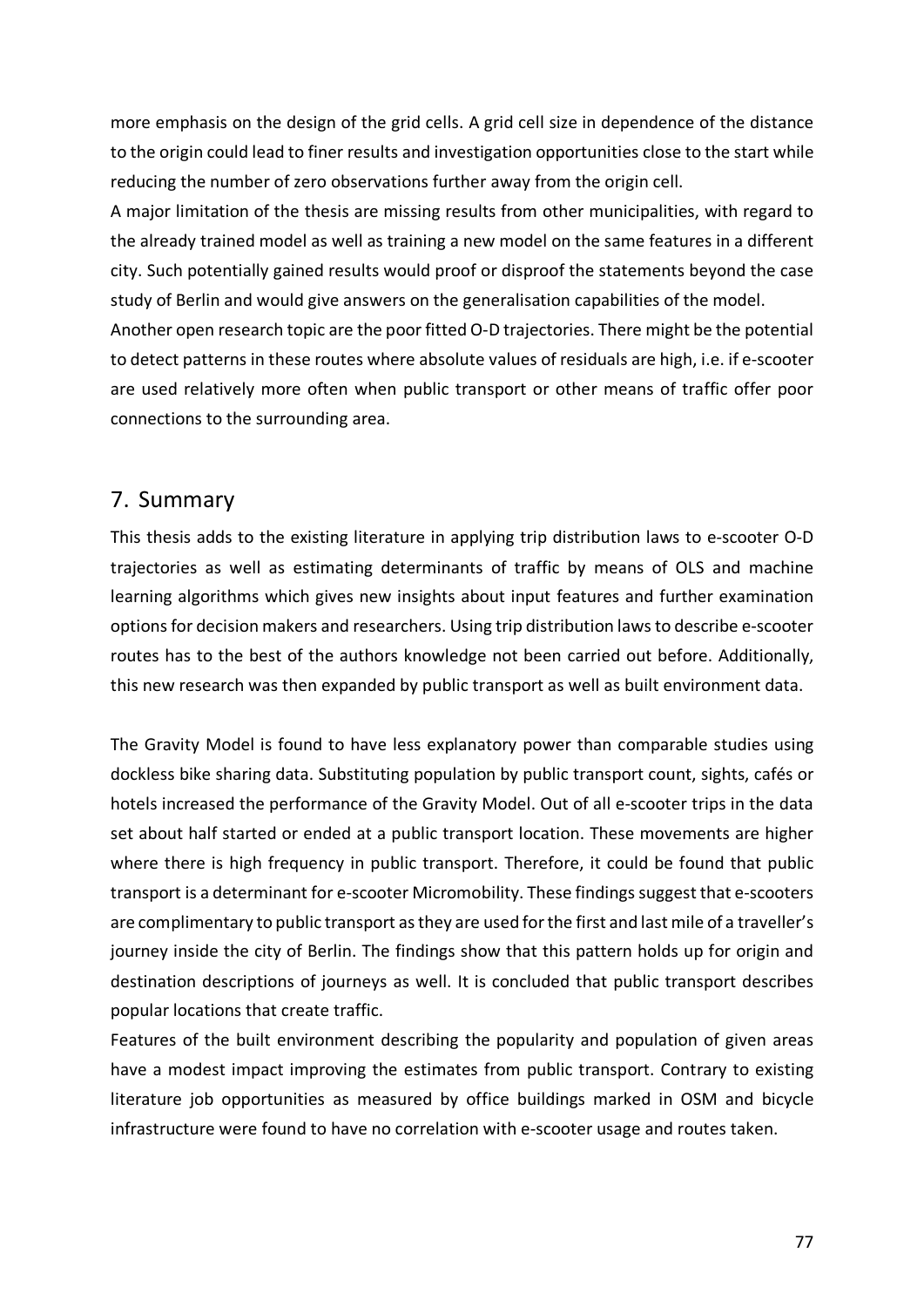more emphasis on the design of the grid cells. A grid cell size in dependence of the distance to the origin could lead to finer results and investigation opportunities close to the start while reducing the number of zero observations further away from the origin cell.

A major limitation of the thesis are missing results from other municipalities, with regard to the already trained model as well as training a new model on the same features in a different city. Such potentially gained results would proof or disproof the statements beyond the case study of Berlin and would give answers on the generalisation capabilities of the model.

Another open research topic are the poor fitted O-D trajectories. There might be the potential to detect patterns in these routes where absolute values of residuals are high, i.e. if e-scooter are used relatively more often when public transport or other means of traffic offer poor connections to the surrounding area.

# 7. Summary

This thesis adds to the existing literature in applying trip distribution laws to e-scooter O-D trajectories as well as estimating determinants of traffic by means of OLS and machine learning algorithms which gives new insights about input features and further examination options for decision makers and researchers. Using trip distribution laws to describe e-scooter routes has to the best of the authors knowledge not been carried out before. Additionally, this new research was then expanded by public transport as well as built environment data.

The Gravity Model is found to have less explanatory power than comparable studies using dockless bike sharing data. Substituting population by public transport count, sights, cafés or hotels increased the performance of the Gravity Model. Out of all e-scooter trips in the data set about half started or ended at a public transport location. These movements are higher where there is high frequency in public transport. Therefore, it could be found that public transport is a determinant for e-scooter Micromobility. These findings suggest that e-scooters are complimentary to public transport as they are used for the first and last mile of a traveller's journey inside the city of Berlin. The findings show that this pattern holds up for origin and destination descriptions of journeys as well. It is concluded that public transport describes popular locations that create traffic.

Features of the built environment describing the popularity and population of given areas have a modest impact improving the estimates from public transport. Contrary to existing literature job opportunities as measured by office buildings marked in OSM and bicycle infrastructure were found to have no correlation with e-scooter usage and routes taken.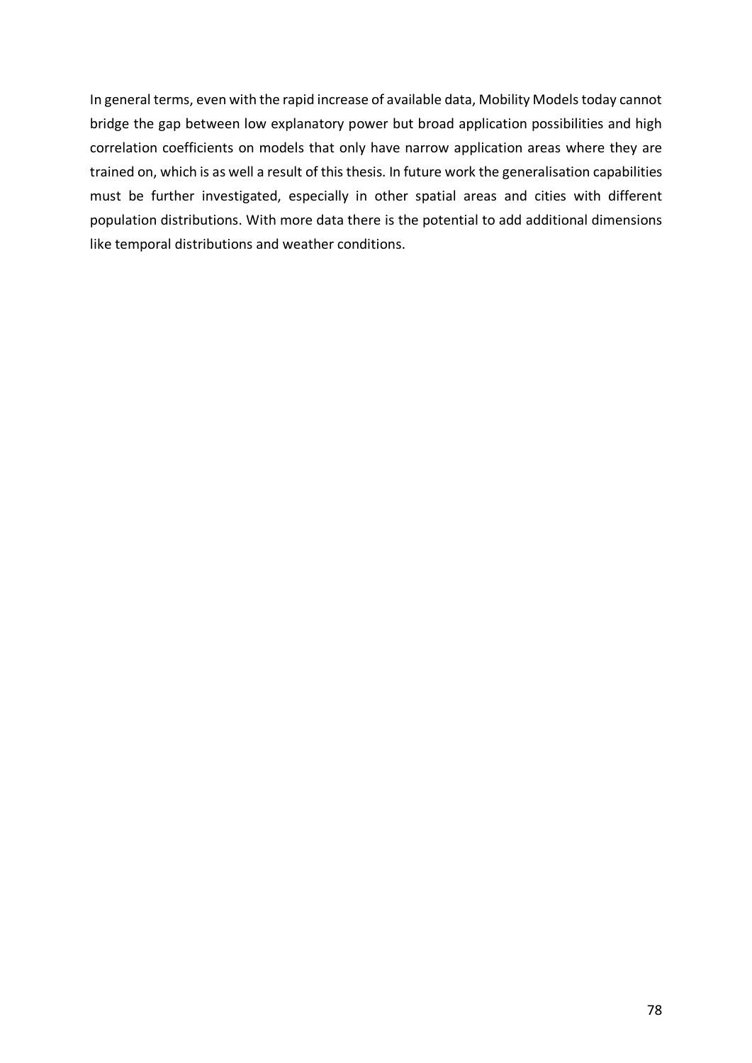In general terms, even with the rapid increase of available data, Mobility Models today cannot bridge the gap between low explanatory power but broad application possibilities and high correlation coefficients on models that only have narrow application areas where they are trained on, which is as well a result of this thesis. In future work the generalisation capabilities must be further investigated, especially in other spatial areas and cities with different population distributions. With more data there is the potential to add additional dimensions like temporal distributions and weather conditions.